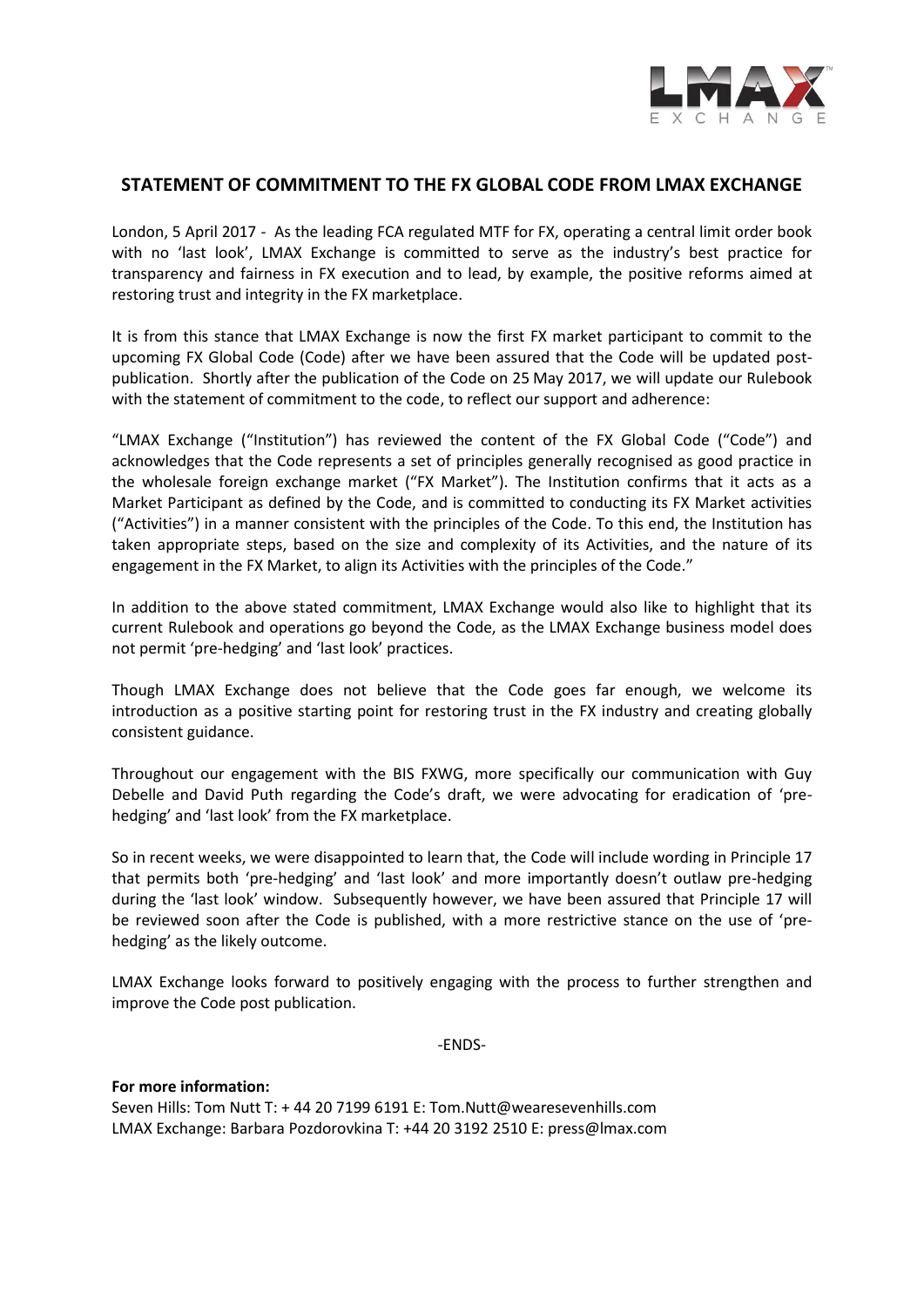# STATEMENT OF COMMITMENT TO THE FX GLOBAL CODE FROM LMAX EXCHANGE

London, 5 April 2017 - As the leading FCA regulated MTF for FX, operating a central limit order book with no 'last look', LMAX Exchange is committed to serve as the industry's best practice for transparency and fairness in FX execution and to lead, by example, the positive reforms aimed at restoring trust and integrity in the FX marketplace.

It is from this stance that LMAX Exchange is now the first FX market participant to commit to the upcoming FX Global Code (Code) after we have been assured that the Code will be updated post-publication. Shortly after the publication of the Code on 25 May 2017, we will update our Rulebook with the statement of commitment to the code, to reflect our support and adherence:

"LMAX Exchange ("Institution") has reviewed the content of the FX Global Code ("Code") and acknowledges that the Code represents a set of principles generally recognised as good practice in the wholesale foreign exchange market ("FX Market"). The Institution confirms that it acts as a Market Participant as defined by the Code, and is committed to conducting its FX Market activities ("Activities") in a manner consistent with the principles of the Code. To this end, the Institution has taken appropriate steps, based on the size and complexity of its Activities, and the nature of its engagement in the FX Market, to align its Activities with the principles of the Code."

In addition to the above stated commitment, LMAX Exchange would also like to highlight that its current Rulebook and operations go beyond the Code, as the LMAX Exchange business model does not permit 'pre-hedging' and 'last look' practices.

Though LMAX Exchange does not believe that the Code goes far enough, we welcome its introduction as a positive starting point for restoring trust in the FX industry and creating globally consistent guidance.

Throughout our engagement with the BIS FXWG, more specifically our communication with Guy Debelle and David Puth regarding the Code's draft, we were advocating for eradication of 'pre-hedging' and 'last look' from the FX marketplace.

So in recent weeks, we were disappointed to learn that, the Code will include wording in Principle 17 that permits both 'pre-hedging' and 'last look' and more importantly doesn't outlaw pre-hedging during the 'last look' window. Subsequently however, we have been assured that Principle 17 will be reviewed soon after the Code is published, with a more restrictive stance on the use of 'pre-hedging' as the likely outcome.

LMAX Exchange looks forward to positively engaging with the process to further strengthen and improve the Code post publication.

-ENDS-

**For more information:**

Seven Hills: Tom Nutt T: + 44 20 7199 6191 E: Tom.Nutt@wearesevenhills.com

LMAX Exchange: Barbara Pozdorovkina T: +44 20 3192 2510 E: press@lmax.com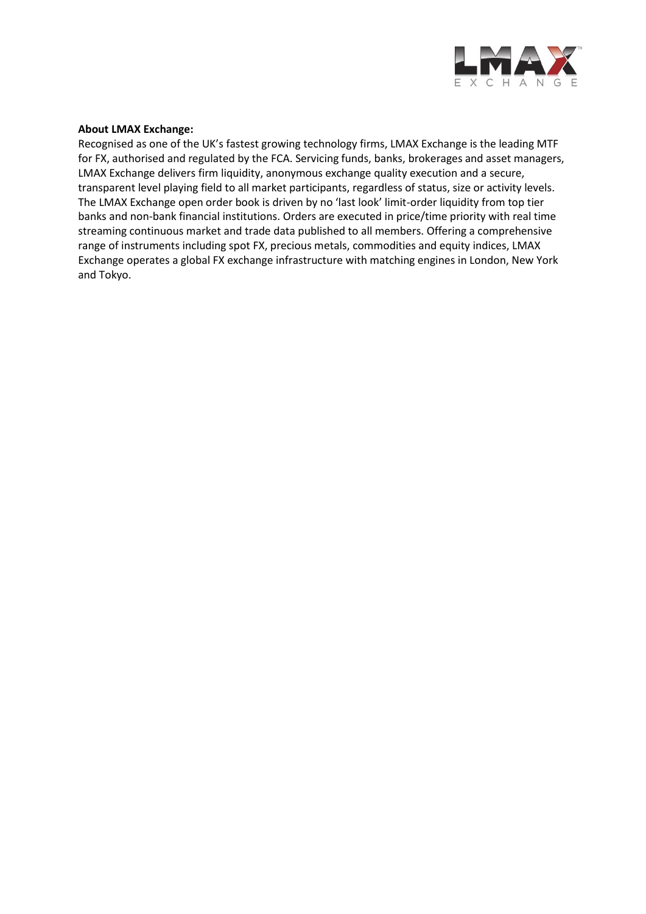**About LMAX Exchange:**

Recognised as one of the UK's fastest growing technology firms, LMAX Exchange is the leading MTF for FX, authorised and regulated by the FCA. Servicing funds, banks, brokerages and asset managers, LMAX Exchange delivers firm liquidity, anonymous exchange quality execution and a secure, transparent level playing field to all market participants, regardless of status, size or activity levels. The LMAX Exchange open order book is driven by no 'last look' limit-order liquidity from top tier banks and non-bank financial institutions. Orders are executed in price/time priority with real time streaming continuous market and trade data published to all members. Offering a comprehensive range of instruments including spot FX, precious metals, commodities and equity indices, LMAX Exchange operates a global FX exchange infrastructure with matching engines in London, New York and Tokyo.